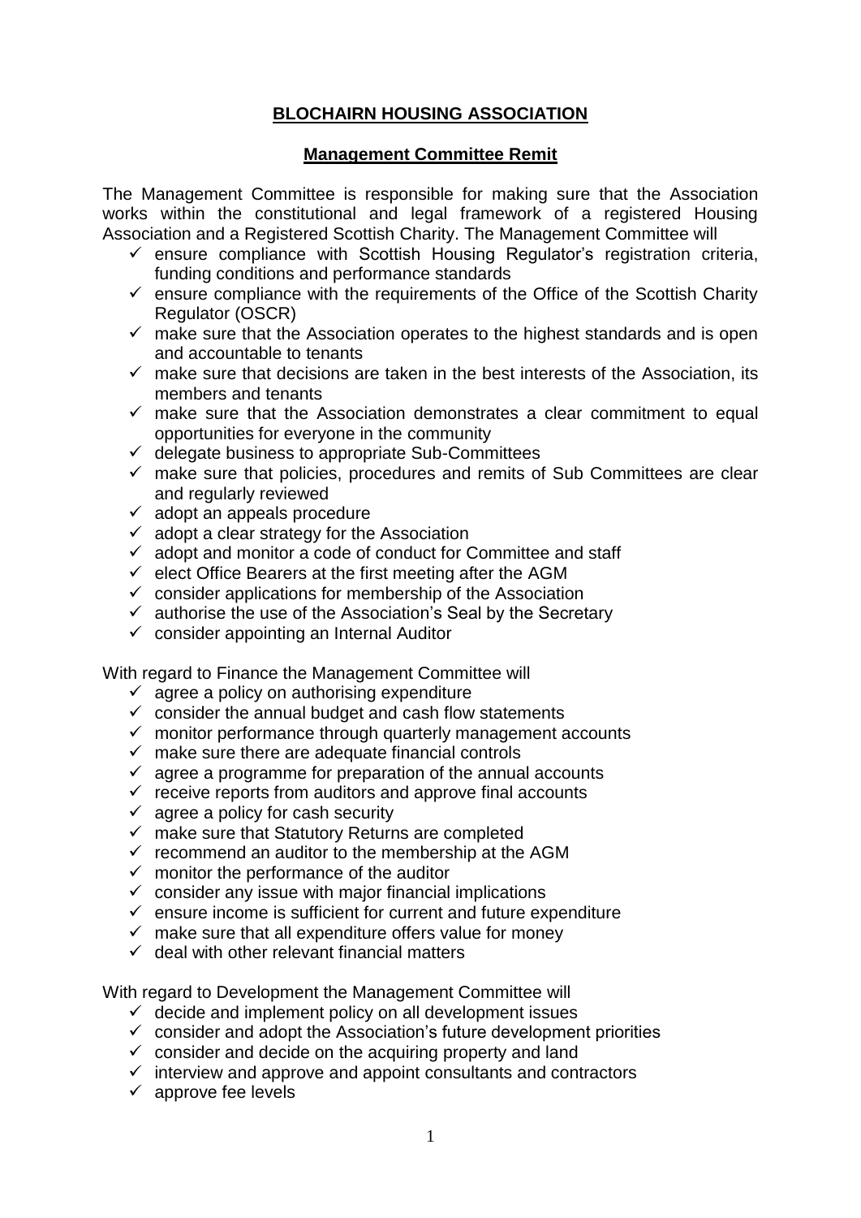# BLOCHAIRN HOUSING ASSOCIATION

## Management Committee Remit

The Management Committee is responsible for making sure that the Association works within the constitutional and legal framework of a registered Housing Association and a Registered Scottish Charity. The Management Committee will

- ✓ ensure compliance with Scottish Housing Regulator's registration criteria, funding conditions and performance standards
- ✓ ensure compliance with the requirements of the Office of the Scottish Charity Regulator (OSCR)
- ✓ make sure that the Association operates to the highest standards and is open and accountable to tenants
- ✓ make sure that decisions are taken in the best interests of the Association, its members and tenants
- ✓ make sure that the Association demonstrates a clear commitment to equal opportunities for everyone in the community
- ✓ delegate business to appropriate Sub-Committees
- ✓ make sure that policies, procedures and remits of Sub Committees are clear and regularly reviewed
- ✓ adopt an appeals procedure
- ✓ adopt a clear strategy for the Association
- ✓ adopt and monitor a code of conduct for Committee and staff
- ✓ elect Office Bearers at the first meeting after the AGM
- ✓ consider applications for membership of the Association
- ✓ authorise the use of the Association's Seal by the Secretary
- ✓ consider appointing an Internal Auditor

With regard to Finance the Management Committee will

- ✓ agree a policy on authorising expenditure
- ✓ consider the annual budget and cash flow statements
- ✓ monitor performance through quarterly management accounts
- ✓ make sure there are adequate financial controls
- ✓ agree a programme for preparation of the annual accounts
- ✓ receive reports from auditors and approve final accounts
- ✓ agree a policy for cash security
- ✓ make sure that Statutory Returns are completed
- ✓ recommend an auditor to the membership at the AGM
- ✓ monitor the performance of the auditor
- ✓ consider any issue with major financial implications
- ✓ ensure income is sufficient for current and future expenditure
- ✓ make sure that all expenditure offers value for money
- ✓ deal with other relevant financial matters

With regard to Development the Management Committee will

- ✓ decide and implement policy on all development issues
- ✓ consider and adopt the Association's future development priorities
- ✓ consider and decide on the acquiring property and land
- ✓ interview and approve and appoint consultants and contractors
- ✓ approve fee levels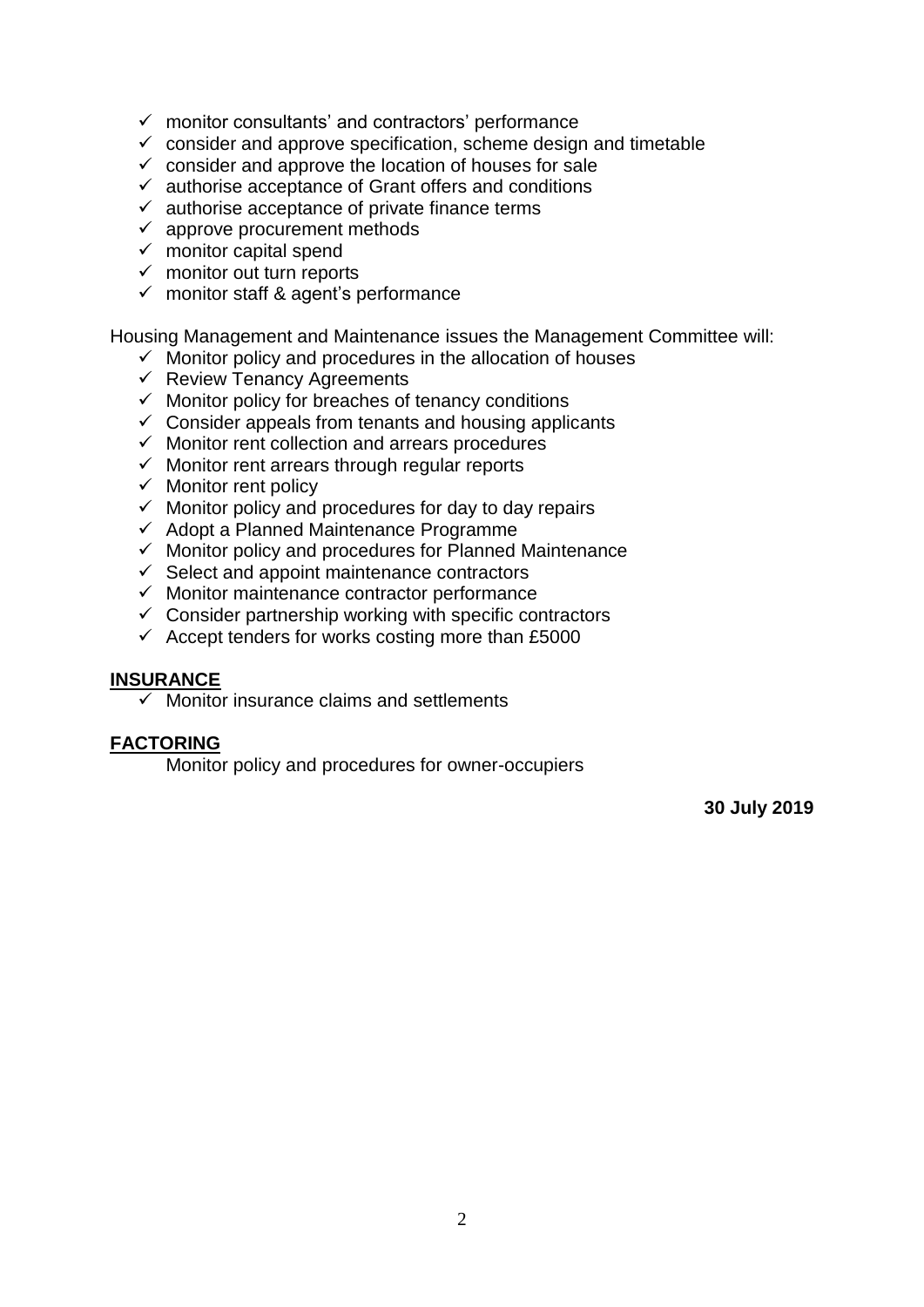- ✓ monitor consultants' and contractors' performance
- ✓ consider and approve specification, scheme design and timetable
- ✓ consider and approve the location of houses for sale
- ✓ authorise acceptance of Grant offers and conditions
- ✓ authorise acceptance of private finance terms
- ✓ approve procurement methods
- ✓ monitor capital spend
- ✓ monitor out turn reports
- ✓ monitor staff & agent's performance

Housing Management and Maintenance issues the Management Committee will:

- ✓ Monitor policy and procedures in the allocation of houses
- ✓ Review Tenancy Agreements
- ✓ Monitor policy for breaches of tenancy conditions
- ✓ Consider appeals from tenants and housing applicants
- ✓ Monitor rent collection and arrears procedures
- ✓ Monitor rent arrears through regular reports
- ✓ Monitor rent policy
- ✓ Monitor policy and procedures for day to day repairs
- ✓ Adopt a Planned Maintenance Programme
- ✓ Monitor policy and procedures for Planned Maintenance
- ✓ Select and appoint maintenance contractors
- ✓ Monitor maintenance contractor performance
- ✓ Consider partnership working with specific contractors
- ✓ Accept tenders for works costing more than £5000

**INSURANCE**

- ✓ Monitor insurance claims and settlements

**FACTORING**

Monitor policy and procedures for owner-occupiers

**30 July 2019**